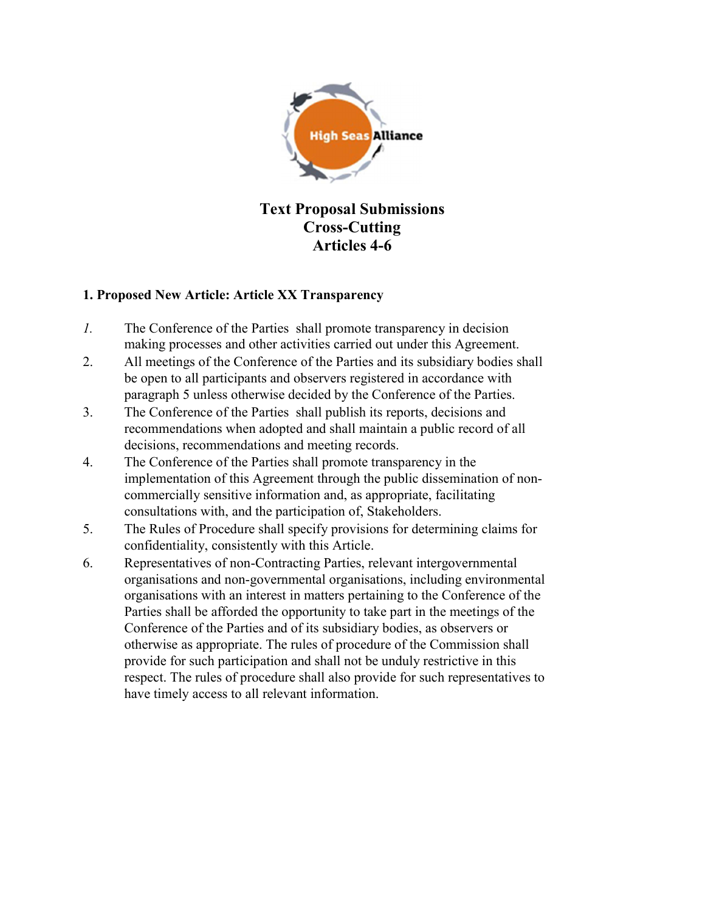# Text Proposal Submissions
# Cross-Cutting
# Articles 4-6

### 1. Proposed New Article: Article XX Transparency

*1.* The Conference of the Parties shall promote transparency in decision making processes and other activities carried out under this Agreement.

2. All meetings of the Conference of the Parties and its subsidiary bodies shall be open to all participants and observers registered in accordance with paragraph 5 unless otherwise decided by the Conference of the Parties.

3. The Conference of the Parties shall publish its reports, decisions and recommendations when adopted and shall maintain a public record of all decisions, recommendations and meeting records.

4. The Conference of the Parties shall promote transparency in the implementation of this Agreement through the public dissemination of non-commercially sensitive information and, as appropriate, facilitating consultations with, and the participation of, Stakeholders.

5. The Rules of Procedure shall specify provisions for determining claims for confidentiality, consistently with this Article.

6. Representatives of non-Contracting Parties, relevant intergovernmental organisations and non-governmental organisations, including environmental organisations with an interest in matters pertaining to the Conference of the Parties shall be afforded the opportunity to take part in the meetings of the Conference of the Parties and of its subsidiary bodies, as observers or otherwise as appropriate. The rules of procedure of the Commission shall provide for such participation and shall not be unduly restrictive in this respect. The rules of procedure shall also provide for such representatives to have timely access to all relevant information.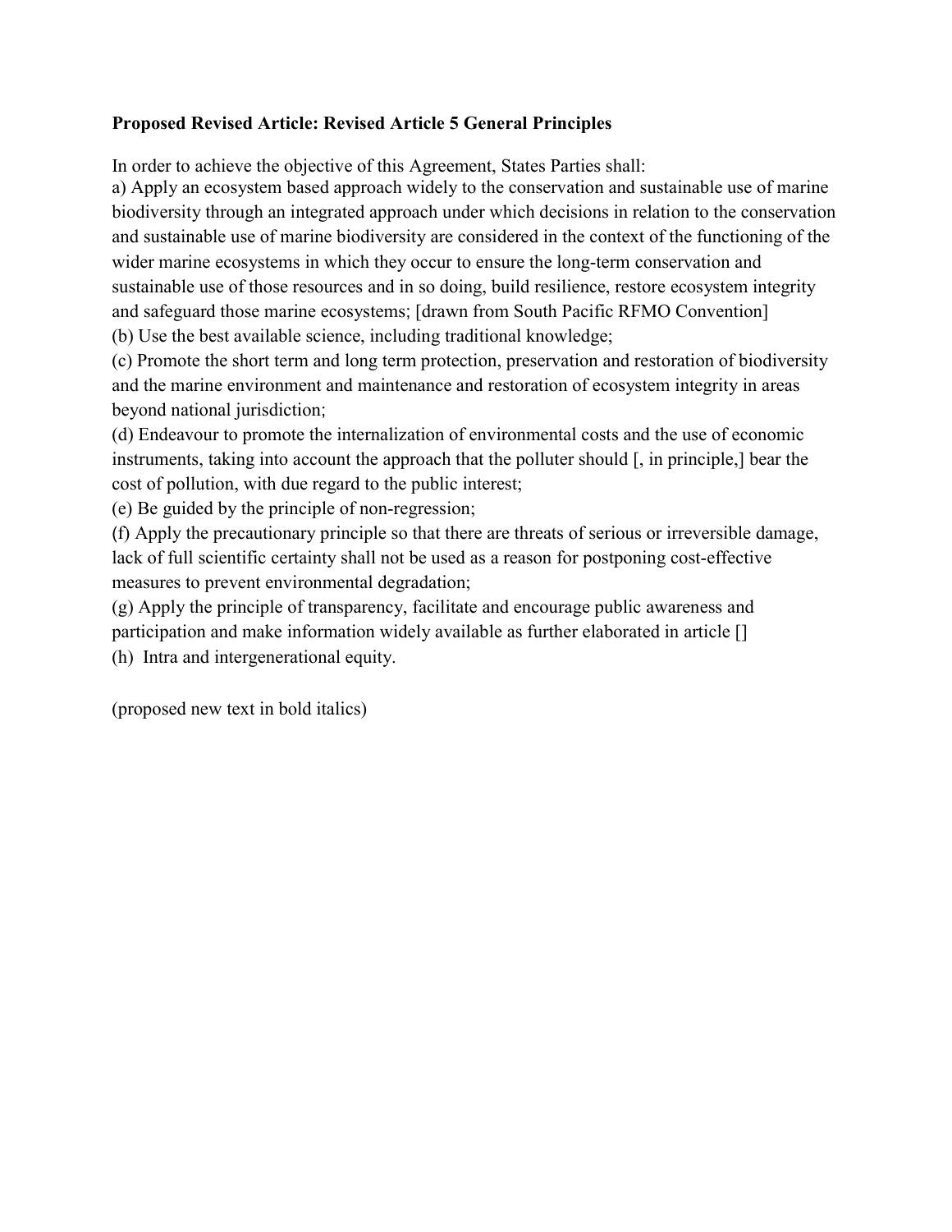**Proposed Revised Article: Revised Article 5 General Principles**

In order to achieve the objective of this Agreement, States Parties shall:

a) Apply an ecosystem based approach widely to the conservation and sustainable use of marine biodiversity through an integrated approach under which decisions in relation to the conservation and sustainable use of marine biodiversity are considered in the context of the functioning of the wider marine ecosystems in which they occur to ensure the long-term conservation and sustainable use of those resources and in so doing, build resilience, restore ecosystem integrity and safeguard those marine ecosystems; [drawn from South Pacific RFMO Convention]

(b) Use the best available science, including traditional knowledge;

(c) Promote the short term and long term protection, preservation and restoration of biodiversity and the marine environment and maintenance and restoration of ecosystem integrity in areas beyond national jurisdiction;

(d) Endeavour to promote the internalization of environmental costs and the use of economic instruments, taking into account the approach that the polluter should [, in principle,] bear the cost of pollution, with due regard to the public interest;

(e) Be guided by the principle of non-regression;

(f) Apply the precautionary principle so that there are threats of serious or irreversible damage, lack of full scientific certainty shall not be used as a reason for postponing cost-effective measures to prevent environmental degradation;

(g) Apply the principle of transparency, facilitate and encourage public awareness and participation and make information widely available as further elaborated in article []

(h) Intra and intergenerational equity.

(proposed new text in bold italics)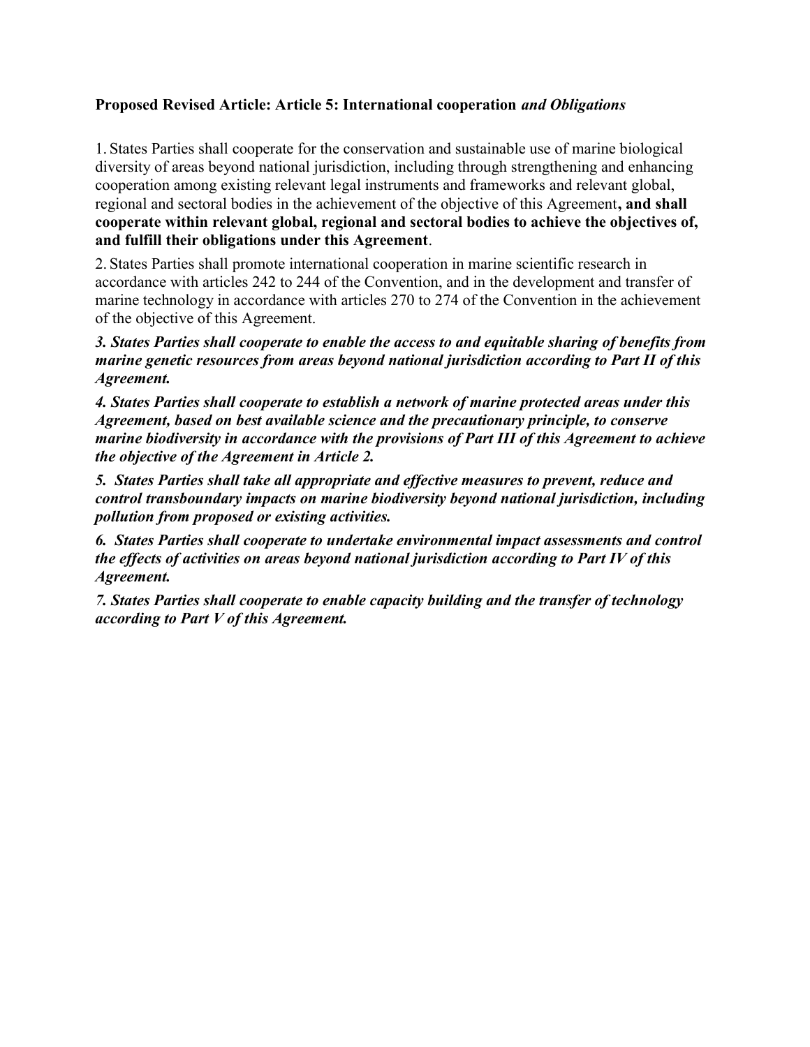**Proposed Revised Article: Article 5: International cooperation *and Obligations***

1. States Parties shall cooperate for the conservation and sustainable use of marine biological diversity of areas beyond national jurisdiction, including through strengthening and enhancing cooperation among existing relevant legal instruments and frameworks and relevant global, regional and sectoral bodies in the achievement of the objective of this Agreement**, and shall cooperate within relevant global, regional and sectoral bodies to achieve the objectives of, and fulfill their obligations under this Agreement**.

2. States Parties shall promote international cooperation in marine scientific research in accordance with articles 242 to 244 of the Convention, and in the development and transfer of marine technology in accordance with articles 270 to 274 of the Convention in the achievement of the objective of this Agreement.

***3. States Parties shall cooperate to enable the access to and equitable sharing of benefits from marine genetic resources from areas beyond national jurisdiction according to Part II of this Agreement.***

***4. States Parties shall cooperate to establish a network of marine protected areas under this Agreement, based on best available science and the precautionary principle, to conserve marine biodiversity in accordance with the provisions of Part III of this Agreement to achieve the objective of the Agreement in Article 2.***

***5. States Parties shall take all appropriate and effective measures to prevent, reduce and control transboundary impacts on marine biodiversity beyond national jurisdiction, including pollution from proposed or existing activities.***

***6. States Parties shall cooperate to undertake environmental impact assessments and control the effects of activities on areas beyond national jurisdiction according to Part IV of this Agreement.***

***7. States Parties shall cooperate to enable capacity building and the transfer of technology according to Part V of this Agreement.***